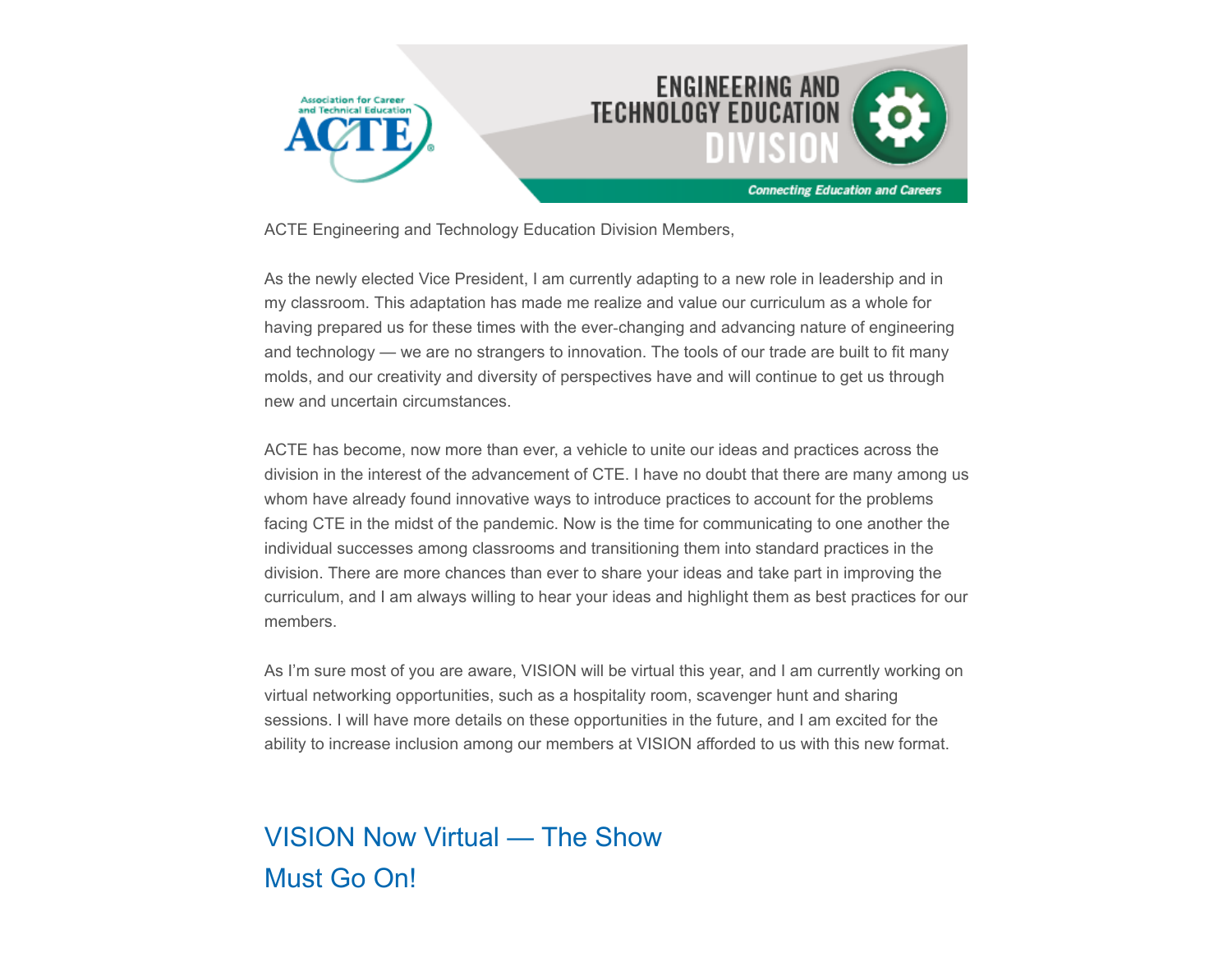ACTE Engineering and Technology Education Division Members,

As the newly elected Vice President, I am currently adapting to a new role in leadership and in my classroom. This adaptation has made me realize and value our curriculum as a whole for having prepared us for these times with the ever-changing and advancing nature of engineering and technology — we are no strangers to innovation. The tools of our trade are built to fit many molds, and our creativity and diversity of perspectives have and will continue to get us through new and uncertain circumstances.

ACTE has become, now more than ever, a vehicle to unite our ideas and practices across the division in the interest of the advancement of CTE. I have no doubt that there are many among us whom have already found innovative ways to introduce practices to account for the problems facing CTE in the midst of the pandemic. Now is the time for communicating to one another the individual successes among classrooms and transitioning them into standard practices in the division. There are more chances than ever to share your ideas and take part in improving the curriculum, and I am always willing to hear your ideas and highlight them as best practices for our members.

As I'm sure most of you are aware, VISION will be virtual this year, and I am currently working on virtual networking opportunities, such as a hospitality room, scavenger hunt and sharing sessions. I will have more details on these opportunities in the future, and I am excited for the ability to increase inclusion among our members at VISION afforded to us with this new format.

## VISION Now Virtual — The Show Must Go On!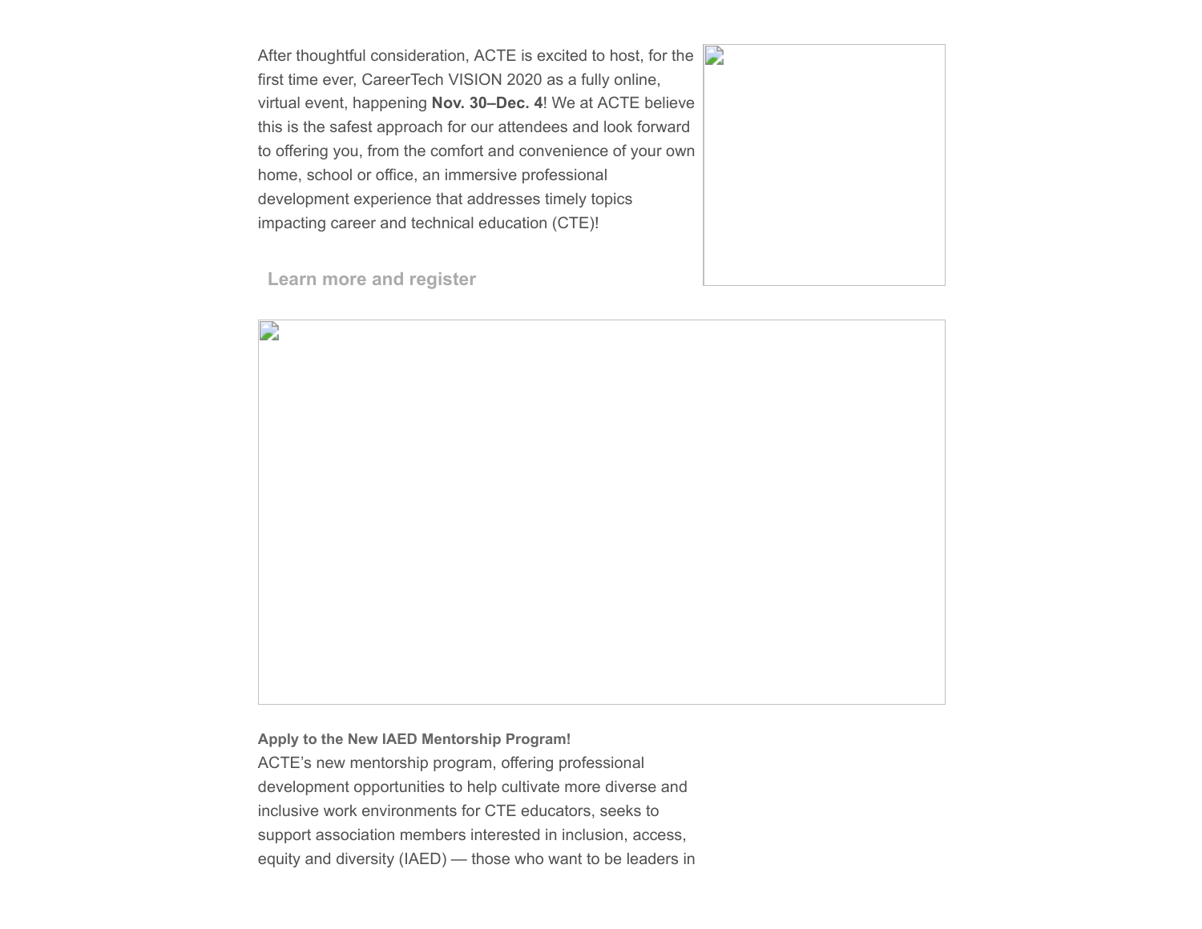After thoughtful consideration, ACTE is excited to host, for the first time ever, CareerTech VISION 2020 as a fully online, virtual event, happening **Nov. 30–Dec. 4**! We at ACTE believe this is the safest approach for our attendees and look forward to offering you, from the comfort and convenience of your own home, school or office, an immersive professional development experience that addresses timely topics impacting career and technical education (CTE)!

**Learn more and register**

**Apply to the New IAED Mentorship Program!**
ACTE's new mentorship program, offering professional development opportunities to help cultivate more diverse and inclusive work environments for CTE educators, seeks to support association members interested in inclusion, access, equity and diversity (IAED) — those who want to be leaders in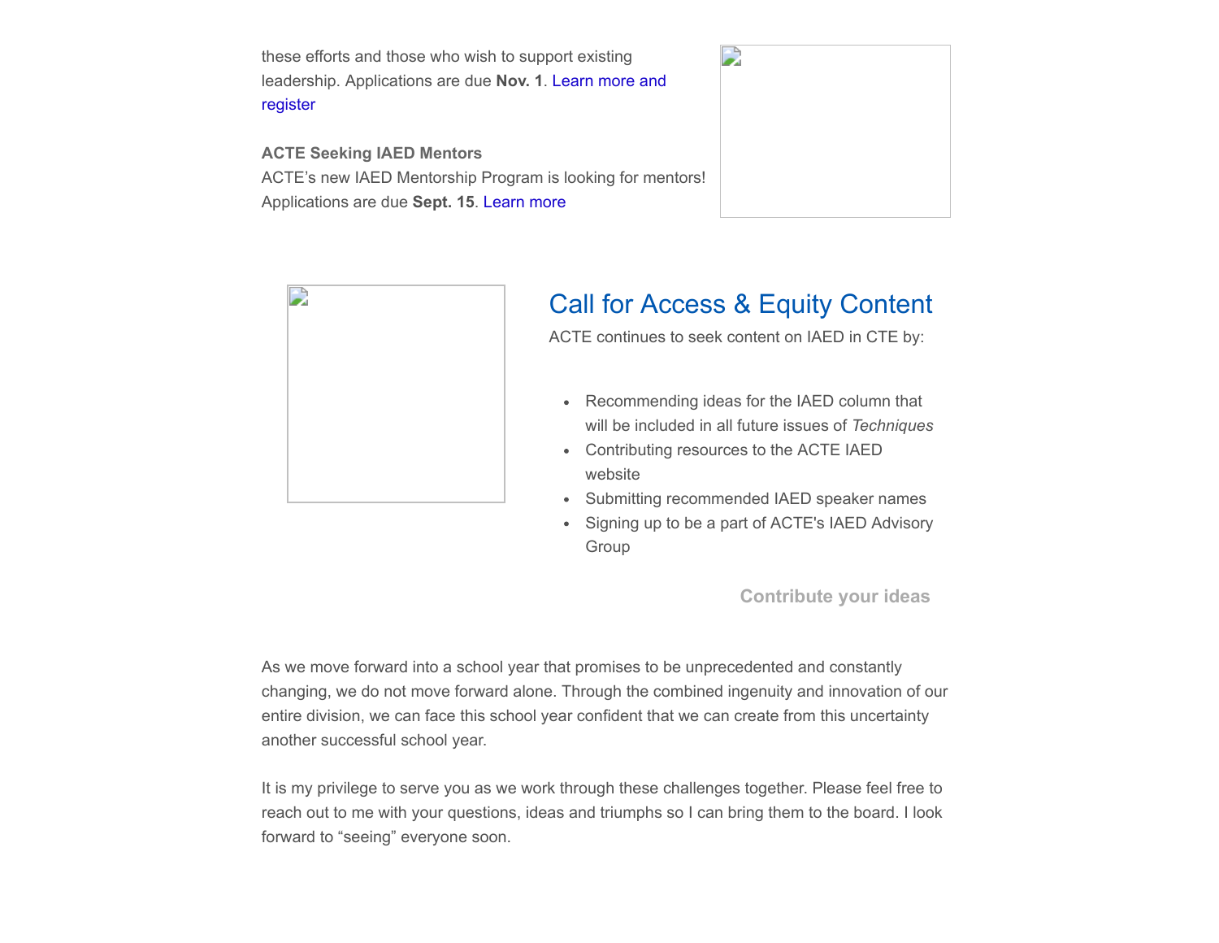these efforts and those who wish to support existing leadership. Applications are due **Nov. 1**. Learn more and register

**ACTE Seeking IAED Mentors**
ACTE's new IAED Mentorship Program is looking for mentors! Applications are due **Sept. 15**. Learn more

## Call for Access & Equity Content

ACTE continues to seek content on IAED in CTE by:

- Recommending ideas for the IAED column that will be included in all future issues of *Techniques*
- Contributing resources to the ACTE IAED website
- Submitting recommended IAED speaker names
- Signing up to be a part of ACTE's IAED Advisory Group

**Contribute your ideas**

As we move forward into a school year that promises to be unprecedented and constantly changing, we do not move forward alone. Through the combined ingenuity and innovation of our entire division, we can face this school year confident that we can create from this uncertainty another successful school year.

It is my privilege to serve you as we work through these challenges together. Please feel free to reach out to me with your questions, ideas and triumphs so I can bring them to the board. I look forward to "seeing" everyone soon.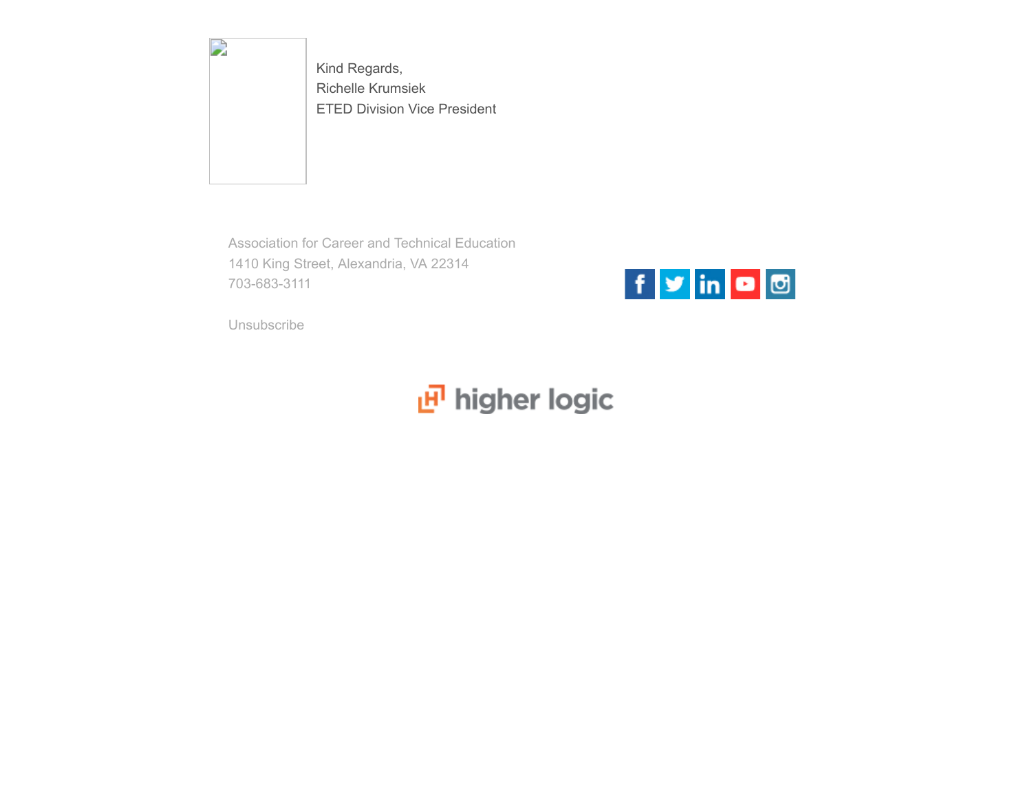Kind Regards,
Richelle Krumsiek
ETED Division Vice President

Association for Career and Technical Education
1410 King Street, Alexandria, VA 22314
703-683-3111

Unsubscribe

higher logic